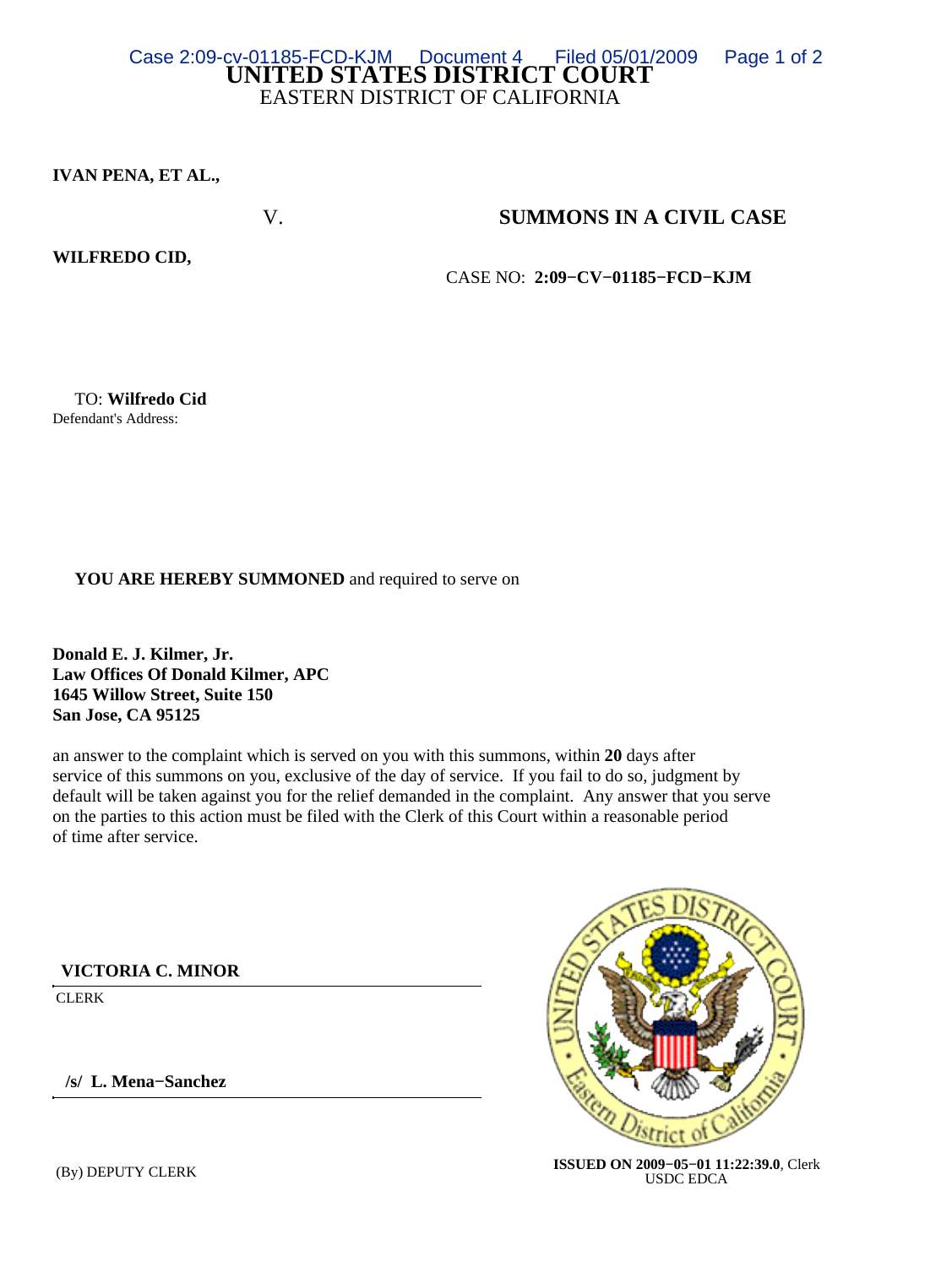# UNITED STATES DISTRICT COURT
EASTERN DISTRICT OF CALIFORNIA

**IVAN PENA, ET AL.,**

V.

**SUMMONS IN A CIVIL CASE**

**WILFREDO CID,**

CASE NO: **2:09−CV−01185−FCD−KJM**

TO: **Wilfredo Cid**
Defendant's Address:

**YOU ARE HEREBY SUMMONED** and required to serve on

**Donald E. J. Kilmer, Jr.**
**Law Offices Of Donald Kilmer, APC**
**1645 Willow Street, Suite 150**
**San Jose, CA 95125**

an answer to the complaint which is served on you with this summons, within **20** days after service of this summons on you, exclusive of the day of service. If you fail to do so, judgment by default will be taken against you for the relief demanded in the complaint. Any answer that you serve on the parties to this action must be filed with the Clerk of this Court within a reasonable period of time after service.

**VICTORIA C. MINOR**
CLERK

**/s/ L. Mena−Sanchez**
(By) DEPUTY CLERK

**ISSUED ON 2009−05−01 11:22:39.0**, Clerk
USDC EDCA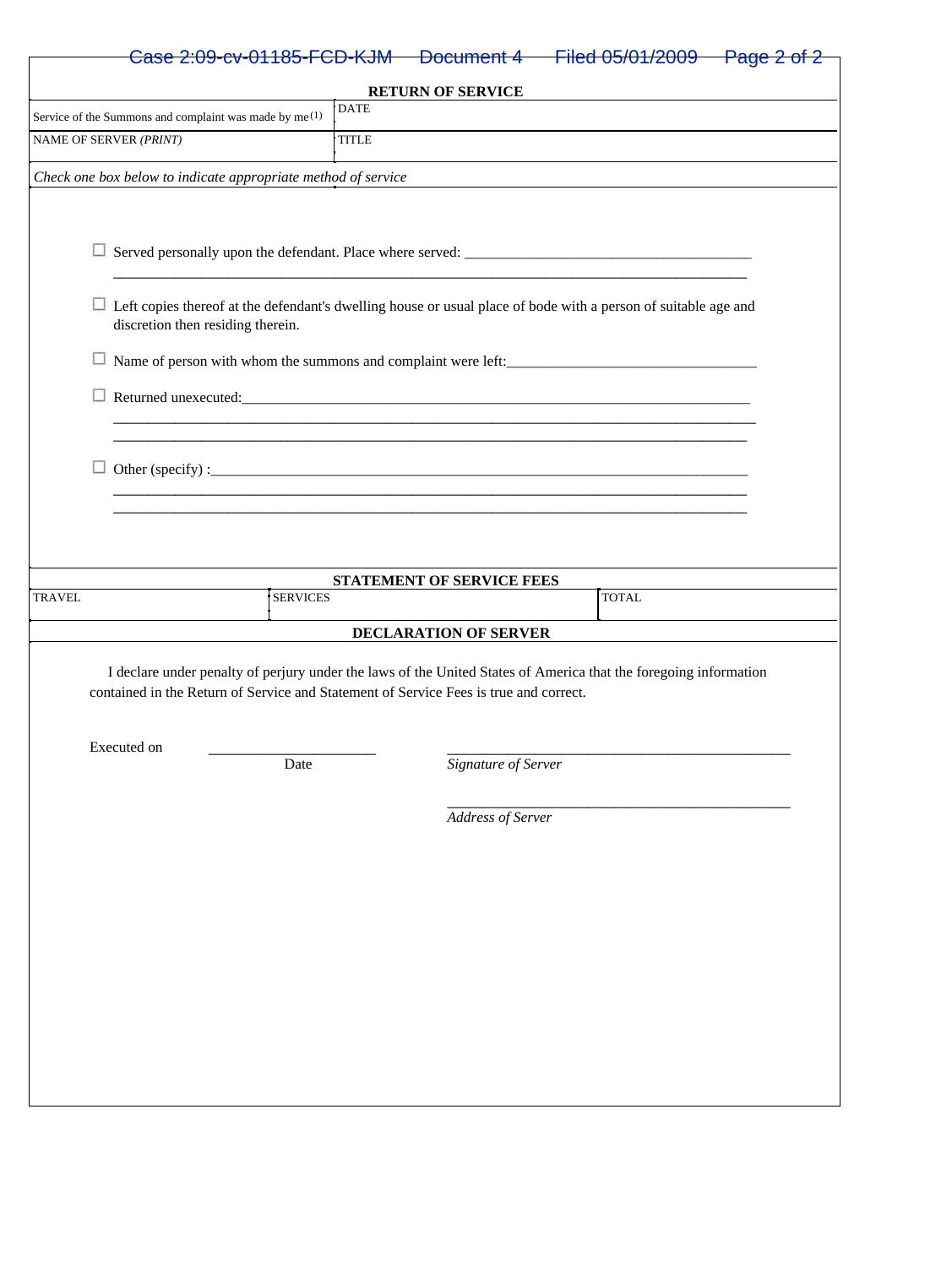## RETURN OF SERVICE

| Service of the Summons and complaint was made by me[1] | DATE |
|---|---|
| NAME OF SERVER *(PRINT)* | TITLE |

*Check one box below to indicate appropriate method of service*

☐ Served personally upon the defendant. Place where served: ________________________________________

_______________________________________________________________________________

☐ Left copies thereof at the defendant's dwelling house or usual place of bode with a person of suitable age and discretion then residing therein.

☐ Name of person with whom the summons and complaint were left:__________________________________

☐ Returned unexecuted:_________________________________________________________________

_______________________________________________________________________________

_______________________________________________________________________________

☐ Other (specify) :_____________________________________________________________________

_______________________________________________________________________________

_______________________________________________________________________________

## STATEMENT OF SERVICE FEES

| TRAVEL | SERVICES | TOTAL |
|---|---|---|
| | | |

## DECLARATION OF SERVER

I declare under penalty of perjury under the laws of the United States of America that the foregoing information contained in the Return of Service and Statement of Service Fees is true and correct.

Executed on ______________________ ______________________________________________

Date *Signature of Server*

______________________________________________

*Address of Server*